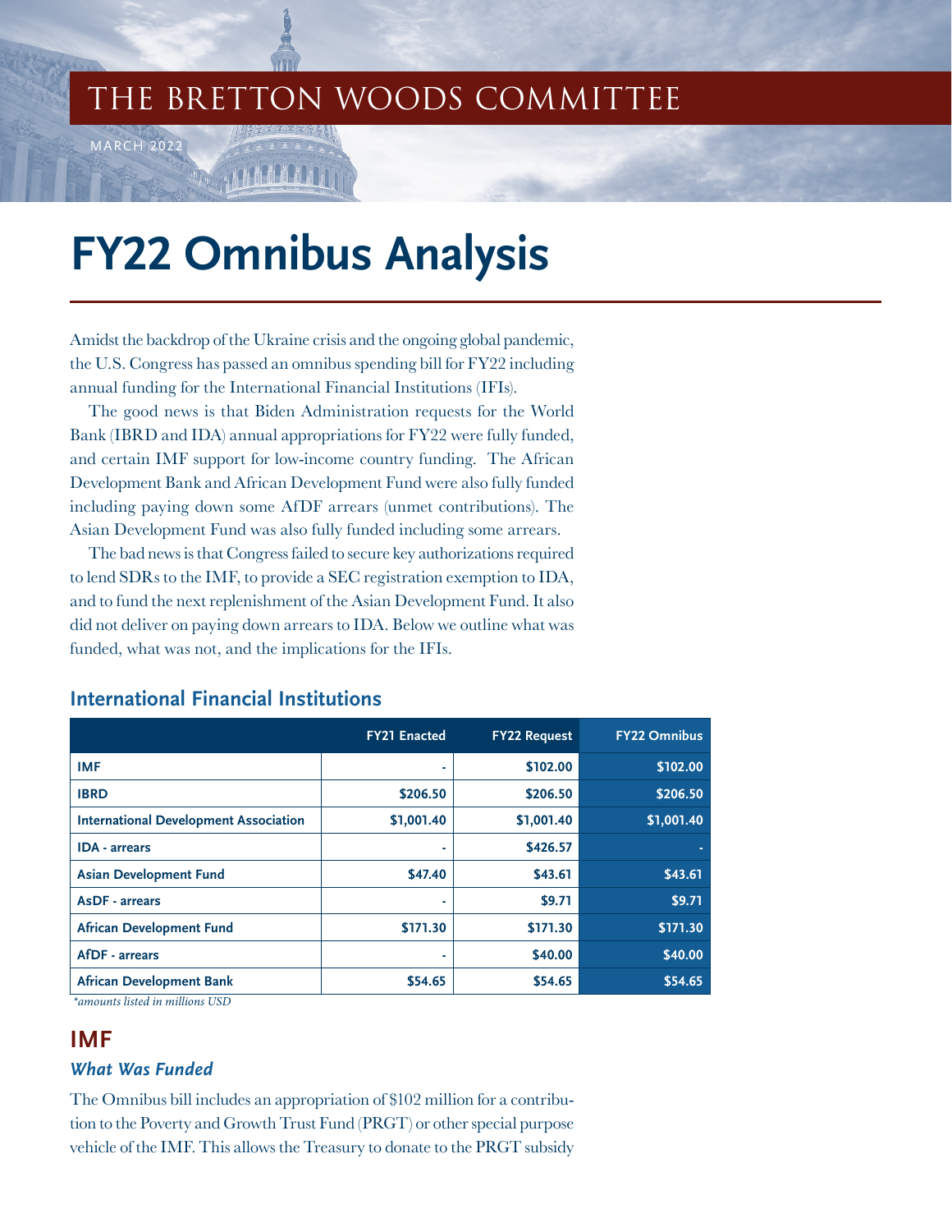THE BRETTON WOODS COMMITTEE

MARCH 2022

# FY22 Omnibus Analysis

Amidst the backdrop of the Ukraine crisis and the ongoing global pandemic, the U.S. Congress has passed an omnibus spending bill for FY22 including annual funding for the International Financial Institutions (IFIs).

The good news is that Biden Administration requests for the World Bank (IBRD and IDA) annual appropriations for FY22 were fully funded, and certain IMF support for low-income country funding. The African Development Bank and African Development Fund were also fully funded including paying down some AfDF arrears (unmet contributions). The Asian Development Fund was also fully funded including some arrears.

The bad news is that Congress failed to secure key authorizations required to lend SDRs to the IMF, to provide a SEC registration exemption to IDA, and to fund the next replenishment of the Asian Development Fund. It also did not deliver on paying down arrears to IDA. Below we outline what was funded, what was not, and the implications for the IFIs.

## International Financial Institutions

| | FY21 Enacted | FY22 Request | FY22 Omnibus |
|---|---|---|---|
| **IMF** | - | $102.00 | $102.00 |
| **IBRD** | $206.50 | $206.50 | $206.50 |
| **International Development Association** | $1,001.40 | $1,001.40 | $1,001.40 |
| **IDA - arrears** | - | $426.57 | - |
| **Asian Development Fund** | $47.40 | $43.61 | $43.61 |
| **AsDF - arrears** | - | $9.71 | $9.71 |
| **African Development Fund** | $171.30 | $171.30 | $171.30 |
| **AfDF - arrears** | - | $40.00 | $40.00 |
| **African Development Bank** | $54.65 | $54.65 | $54.65 |

*\*amounts listed in millions USD*

## IMF

### *What Was Funded*

The Omnibus bill includes an appropriation of $102 million for a contribution to the Poverty and Growth Trust Fund (PRGT) or other special purpose vehicle of the IMF. This allows the Treasury to donate to the PRGT subsidy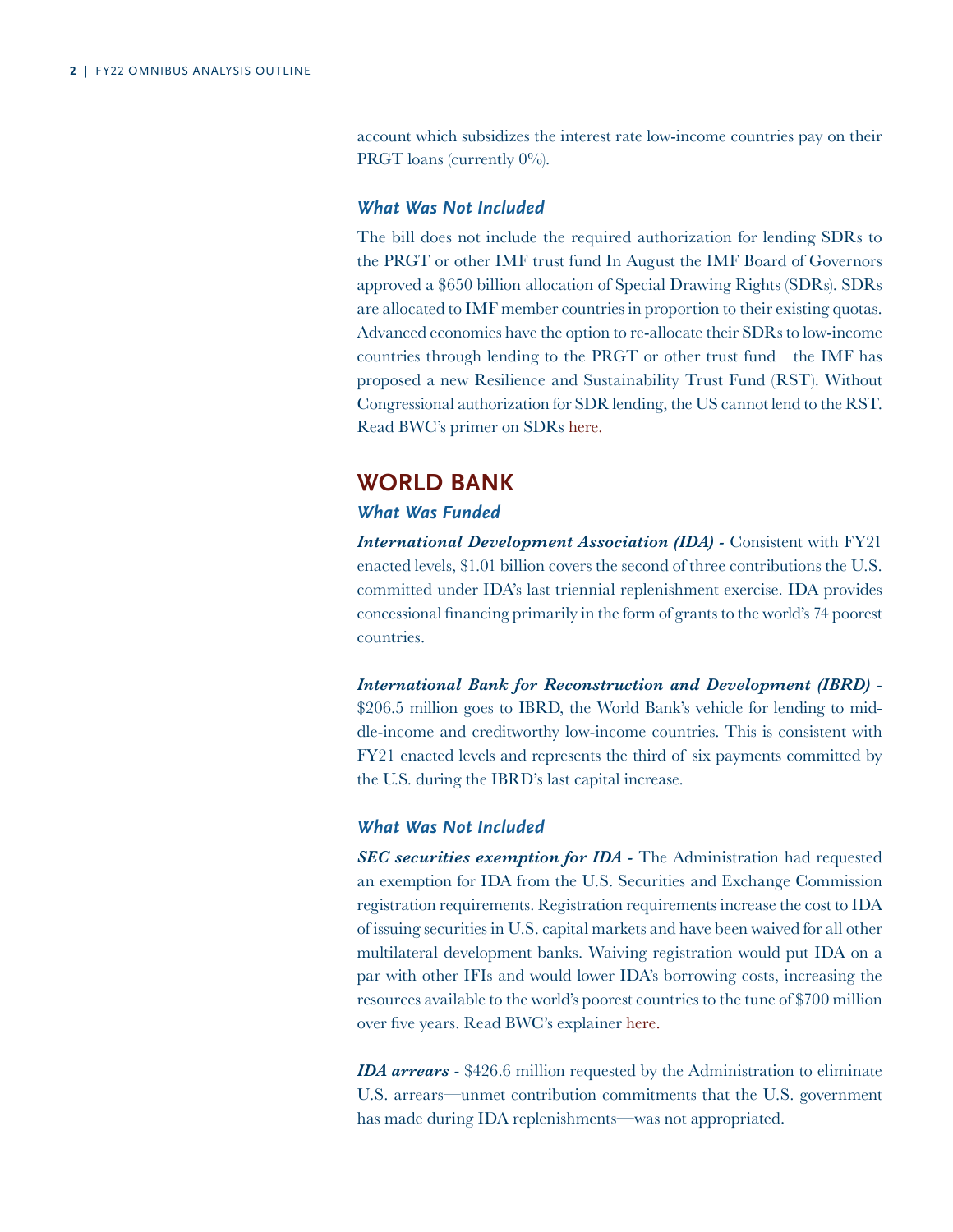account which subsidizes the interest rate low-income countries pay on their PRGT loans (currently 0%).

### *What Was Not Included*

The bill does not include the required authorization for lending SDRs to the PRGT or other IMF trust fund In August the IMF Board of Governors approved a $650 billion allocation of Special Drawing Rights (SDRs). SDRs are allocated to IMF member countries in proportion to their existing quotas. Advanced economies have the option to re-allocate their SDRs to low-income countries through lending to the PRGT or other trust fund—the IMF has proposed a new Resilience and Sustainability Trust Fund (RST). Without Congressional authorization for SDR lending, the US cannot lend to the RST. Read BWC's primer on SDRs here.

## WORLD BANK

### *What Was Funded*

***International Development Association (IDA)*** **-** Consistent with FY21 enacted levels, $1.01 billion covers the second of three contributions the U.S. committed under IDA's last triennial replenishment exercise. IDA provides concessional financing primarily in the form of grants to the world's 74 poorest countries.

***International Bank for Reconstruction and Development (IBRD)*** **-** $206.5 million goes to IBRD, the World Bank's vehicle for lending to middle-income and creditworthy low-income countries. This is consistent with FY21 enacted levels and represents the third of six payments committed by the U.S. during the IBRD's last capital increase.

### *What Was Not Included*

***SEC securities exemption for IDA*** **-** The Administration had requested an exemption for IDA from the U.S. Securities and Exchange Commission registration requirements. Registration requirements increase the cost to IDA of issuing securities in U.S. capital markets and have been waived for all other multilateral development banks. Waiving registration would put IDA on a par with other IFIs and would lower IDA's borrowing costs, increasing the resources available to the world's poorest countries to the tune of $700 million over five years. Read BWC's explainer here.

***IDA arrears*** **-** $426.6 million requested by the Administration to eliminate U.S. arrears—unmet contribution commitments that the U.S. government has made during IDA replenishments—was not appropriated.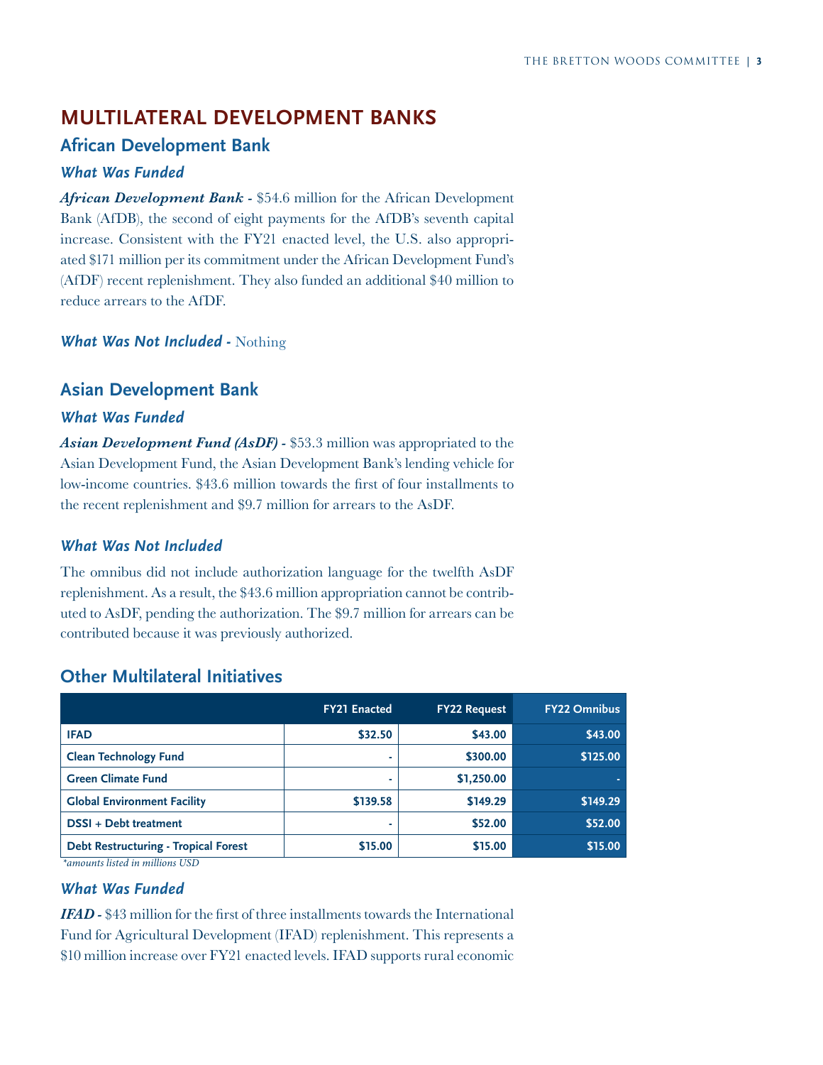# MULTILATERAL DEVELOPMENT BANKS

## African Development Bank

### *What Was Funded*

***African Development Bank*** **-** $54.6 million for the African Development Bank (AfDB), the second of eight payments for the AfDB's seventh capital increase. Consistent with the FY21 enacted level, the U.S. also appropriated $171 million per its commitment under the African Development Fund's (AfDF) recent replenishment. They also funded an additional $40 million to reduce arrears to the AfDF.

***What Was Not Included* -** Nothing

## Asian Development Bank

### *What Was Funded*

***Asian Development Fund (AsDF)*** **-** $53.3 million was appropriated to the Asian Development Fund, the Asian Development Bank's lending vehicle for low-income countries. $43.6 million towards the first of four installments to the recent replenishment and $9.7 million for arrears to the AsDF.

### *What Was Not Included*

The omnibus did not include authorization language for the twelfth AsDF replenishment. As a result, the $43.6 million appropriation cannot be contributed to AsDF, pending the authorization. The $9.7 million for arrears can be contributed because it was previously authorized.

## Other Multilateral Initiatives

| | FY21 Enacted | FY22 Request | FY22 Omnibus |
|---|---|---|---|
| **IFAD** | $32.50 | $43.00 | $43.00 |
| **Clean Technology Fund** | - | $300.00 | $125.00 |
| **Green Climate Fund** | - | $1,250.00 | - |
| **Global Environment Facility** | $139.58 | $149.29 | $149.29 |
| **DSSI + Debt treatment** | - | $52.00 | $52.00 |
| **Debt Restructuring - Tropical Forest** | $15.00 | $15.00 | $15.00 |

*\*amounts listed in millions USD*

### *What Was Funded*

***IFAD*** **-** $43 million for the first of three installments towards the International Fund for Agricultural Development (IFAD) replenishment. This represents a $10 million increase over FY21 enacted levels. IFAD supports rural economic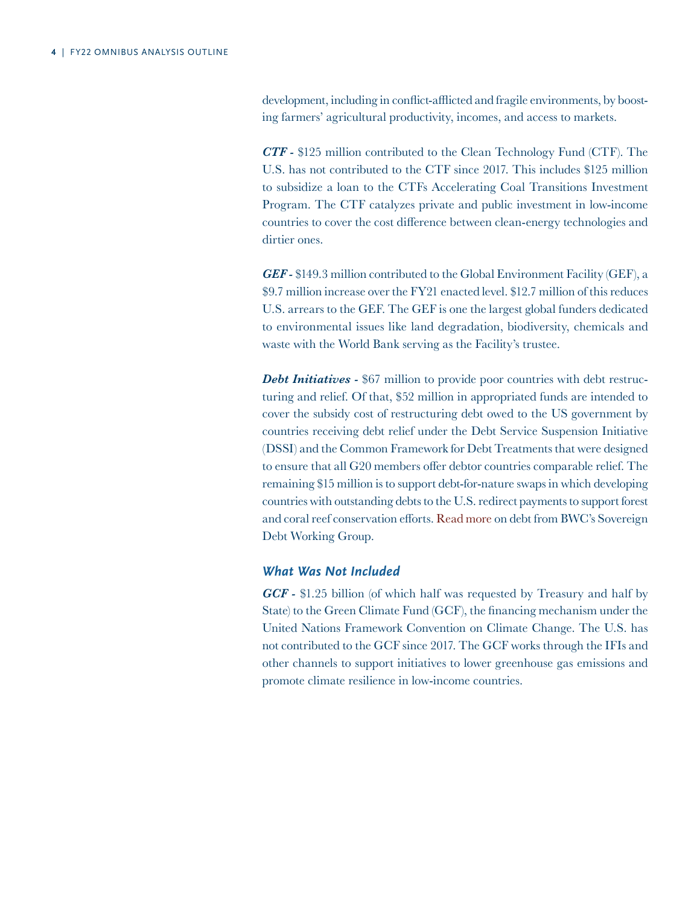development, including in conflict-afflicted and fragile environments, by boosting farmers' agricultural productivity, incomes, and access to markets.

***CTF*** - $125 million contributed to the Clean Technology Fund (CTF). The U.S. has not contributed to the CTF since 2017. This includes $125 million to subsidize a loan to the CTFs Accelerating Coal Transitions Investment Program. The CTF catalyzes private and public investment in low-income countries to cover the cost difference between clean-energy technologies and dirtier ones.

***GEF*** - $149.3 million contributed to the Global Environment Facility (GEF), a $9.7 million increase over the FY21 enacted level. $12.7 million of this reduces U.S. arrears to the GEF. The GEF is one the largest global funders dedicated to environmental issues like land degradation, biodiversity, chemicals and waste with the World Bank serving as the Facility's trustee.

***Debt Initiatives*** - $67 million to provide poor countries with debt restructuring and relief. Of that, $52 million in appropriated funds are intended to cover the subsidy cost of restructuring debt owed to the US government by countries receiving debt relief under the Debt Service Suspension Initiative (DSSI) and the Common Framework for Debt Treatments that were designed to ensure that all G20 members offer debtor countries comparable relief. The remaining $15 million is to support debt-for-nature swaps in which developing countries with outstanding debts to the U.S. redirect payments to support forest and coral reef conservation efforts. Read more on debt from BWC's Sovereign Debt Working Group.

### *What Was Not Included*

***GCF*** - $1.25 billion (of which half was requested by Treasury and half by State) to the Green Climate Fund (GCF), the financing mechanism under the United Nations Framework Convention on Climate Change. The U.S. has not contributed to the GCF since 2017. The GCF works through the IFIs and other channels to support initiatives to lower greenhouse gas emissions and promote climate resilience in low-income countries.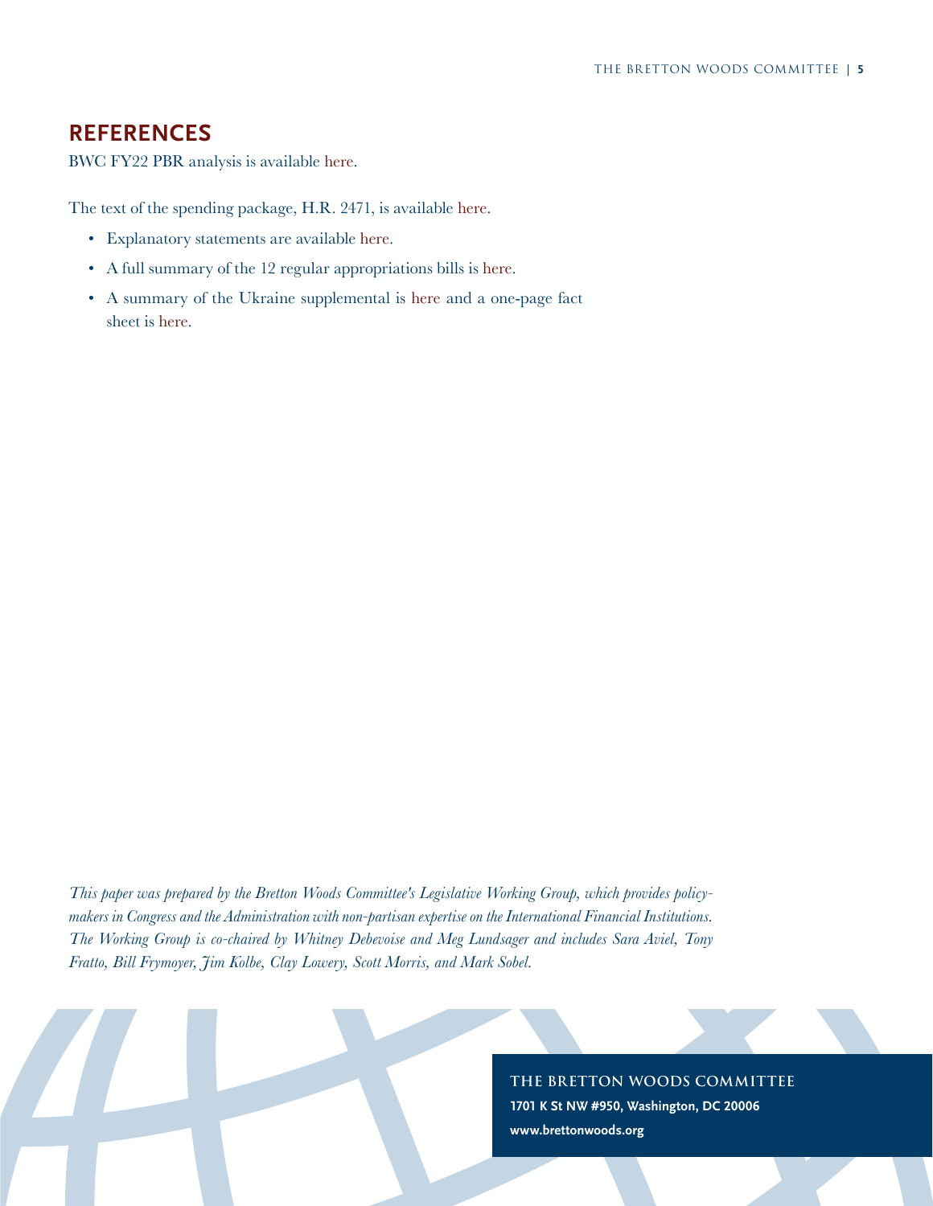## REFERENCES

BWC FY22 PBR analysis is available here.

The text of the spending package, H.R. 2471, is available here.

- Explanatory statements are available here.
- A full summary of the 12 regular appropriations bills is here.
- A summary of the Ukraine supplemental is here and a one-page fact sheet is here.

*This paper was prepared by the Bretton Woods Committee's Legislative Working Group, which provides policy-makers in Congress and the Administration with non-partisan expertise on the International Financial Institutions. The Working Group is co-chaired by Whitney Debevoise and Meg Lundsager and includes Sara Aviel, Tony Fratto, Bill Frymoyer, Jim Kolbe, Clay Lowery, Scott Morris, and Mark Sobel.*

**THE BRETTON WOODS COMMITTEE**
**1701 K St NW #950, Washington, DC 20006**
**www.brettonwoods.org**